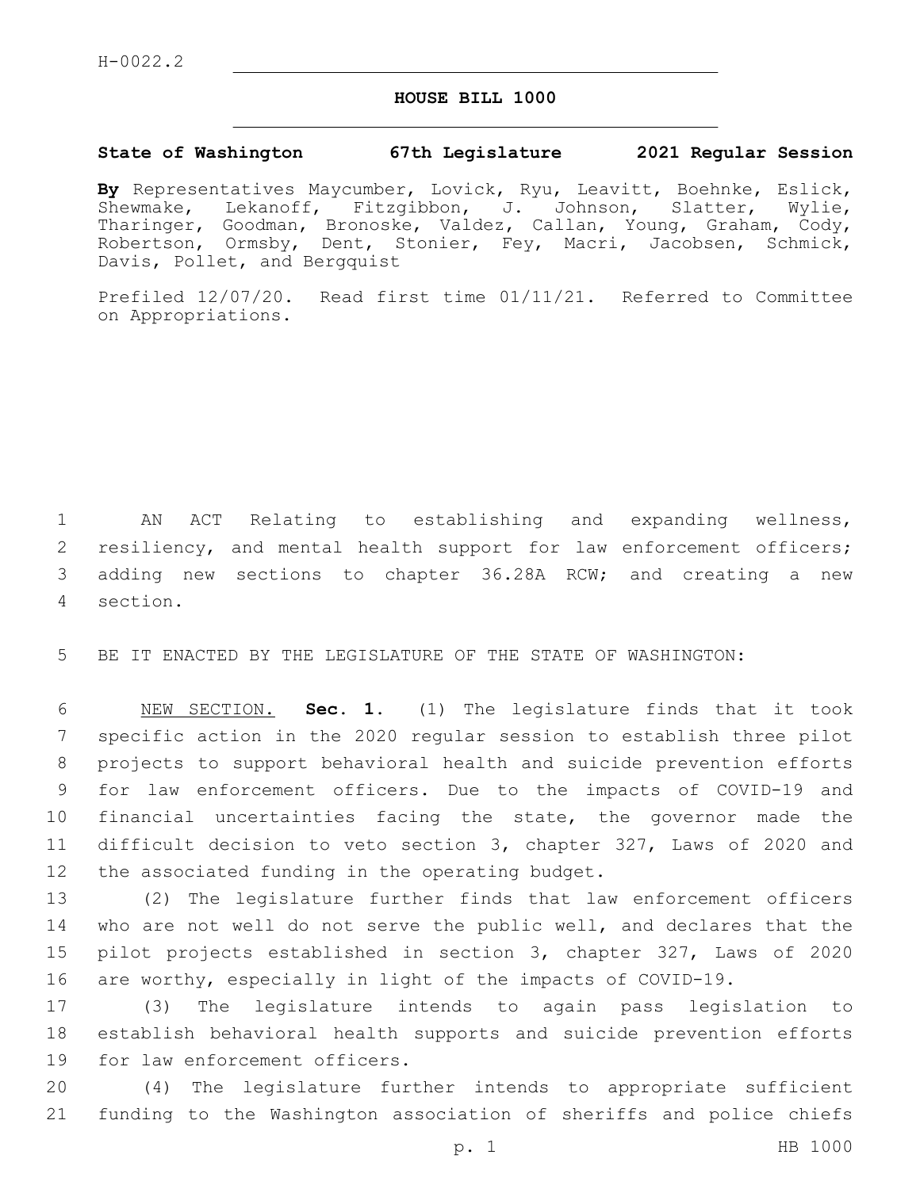H-0022.2

# HOUSE BILL 1000

**State of Washington 67th Legislature 2021 Regular Session**

**By** Representatives Maycumber, Lovick, Ryu, Leavitt, Boehnke, Eslick, Shewmake, Lekanoff, Fitzgibbon, J. Johnson, Slatter, Wylie, Tharinger, Goodman, Bronoske, Valdez, Callan, Young, Graham, Cody, Robertson, Ormsby, Dent, Stonier, Fey, Macri, Jacobsen, Schmick, Davis, Pollet, and Bergquist

Prefiled 12/07/20. Read first time 01/11/21. Referred to Committee on Appropriations.

AN ACT Relating to establishing and expanding wellness, resiliency, and mental health support for law enforcement officers; adding new sections to chapter 36.28A RCW; and creating a new section.

BE IT ENACTED BY THE LEGISLATURE OF THE STATE OF WASHINGTON:

NEW SECTION. **Sec. 1.** (1) The legislature finds that it took specific action in the 2020 regular session to establish three pilot projects to support behavioral health and suicide prevention efforts for law enforcement officers. Due to the impacts of COVID-19 and financial uncertainties facing the state, the governor made the difficult decision to veto section 3, chapter 327, Laws of 2020 and the associated funding in the operating budget.

(2) The legislature further finds that law enforcement officers who are not well do not serve the public well, and declares that the pilot projects established in section 3, chapter 327, Laws of 2020 are worthy, especially in light of the impacts of COVID-19.

(3) The legislature intends to again pass legislation to establish behavioral health supports and suicide prevention efforts for law enforcement officers.

(4) The legislature further intends to appropriate sufficient funding to the Washington association of sheriffs and police chiefs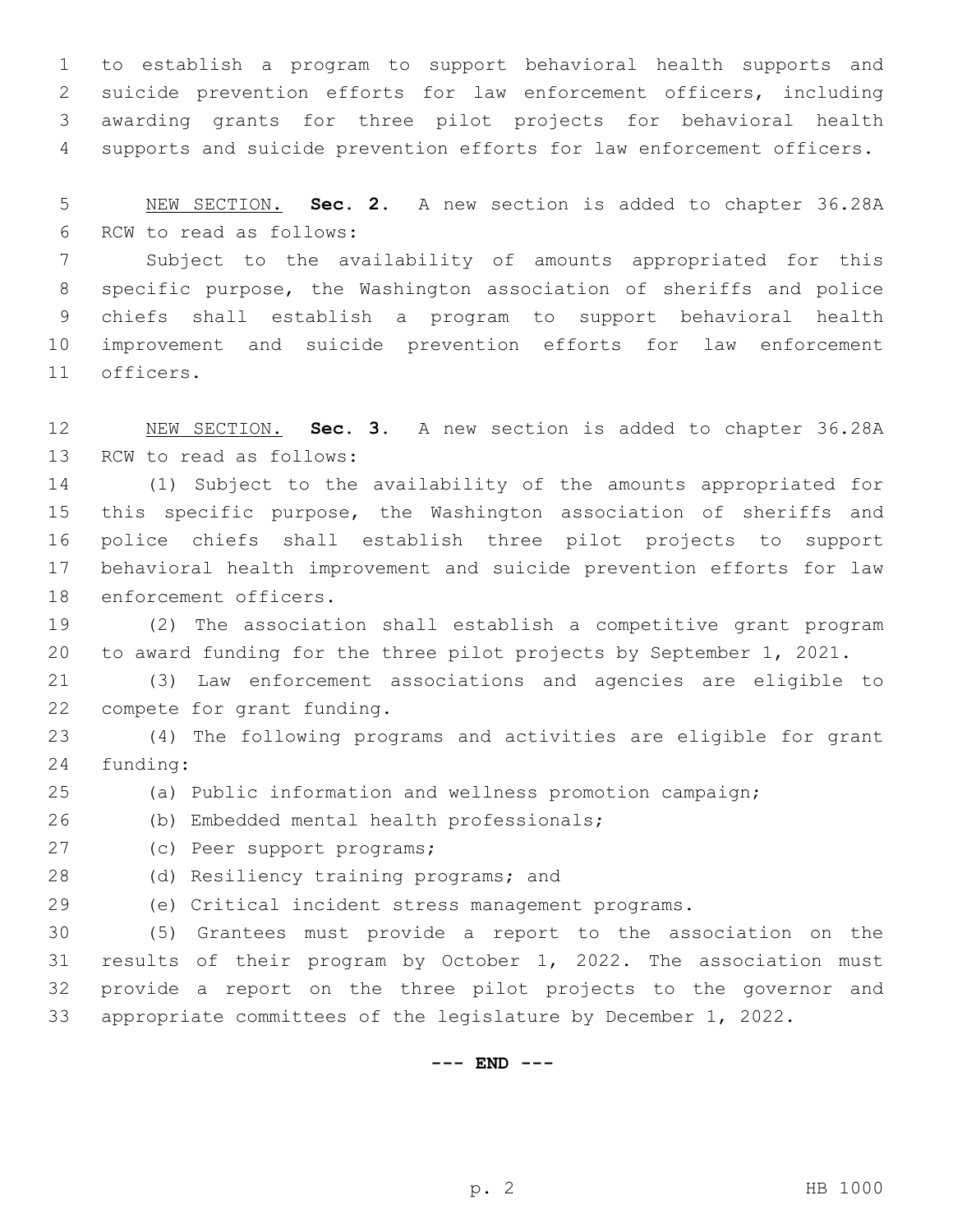to establish a program to support behavioral health supports and suicide prevention efforts for law enforcement officers, including awarding grants for three pilot projects for behavioral health supports and suicide prevention efforts for law enforcement officers.

NEW SECTION. **Sec. 2.** A new section is added to chapter 36.28A RCW to read as follows:

Subject to the availability of amounts appropriated for this specific purpose, the Washington association of sheriffs and police chiefs shall establish a program to support behavioral health improvement and suicide prevention efforts for law enforcement officers.

NEW SECTION. **Sec. 3.** A new section is added to chapter 36.28A RCW to read as follows:

(1) Subject to the availability of the amounts appropriated for this specific purpose, the Washington association of sheriffs and police chiefs shall establish three pilot projects to support behavioral health improvement and suicide prevention efforts for law enforcement officers.

(2) The association shall establish a competitive grant program to award funding for the three pilot projects by September 1, 2021.

(3) Law enforcement associations and agencies are eligible to compete for grant funding.

(4) The following programs and activities are eligible for grant funding:

(a) Public information and wellness promotion campaign;

(b) Embedded mental health professionals;

(c) Peer support programs;

(d) Resiliency training programs; and

(e) Critical incident stress management programs.

(5) Grantees must provide a report to the association on the results of their program by October 1, 2022. The association must provide a report on the three pilot projects to the governor and appropriate committees of the legislature by December 1, 2022.

**--- END ---**